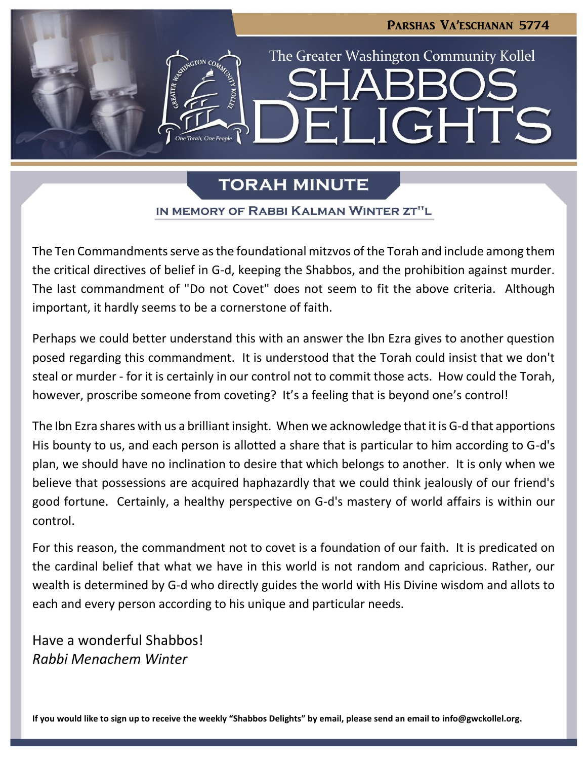Parshas Va'eschanan 5774

The Greater Washington Community Kollel

# Shabbos Delights

## Torah Minute

### In Memory of Rabbi Kalman Winter zt"l

The Ten Commandments serve as the foundational mitzvos of the Torah and include among them the critical directives of belief in G-d, keeping the Shabbos, and the prohibition against murder. The last commandment of "Do not Covet" does not seem to fit the above criteria. Although important, it hardly seems to be a cornerstone of faith.

Perhaps we could better understand this with an answer the Ibn Ezra gives to another question posed regarding this commandment. It is understood that the Torah could insist that we don't steal or murder - for it is certainly in our control not to commit those acts. How could the Torah, however, proscribe someone from coveting? It's a feeling that is beyond one's control!

The Ibn Ezra shares with us a brilliant insight. When we acknowledge that it is G-d that apportions His bounty to us, and each person is allotted a share that is particular to him according to G-d's plan, we should have no inclination to desire that which belongs to another. It is only when we believe that possessions are acquired haphazardly that we could think jealously of our friend's good fortune. Certainly, a healthy perspective on G-d's mastery of world affairs is within our control.

For this reason, the commandment not to covet is a foundation of our faith. It is predicated on the cardinal belief that what we have in this world is not random and capricious. Rather, our wealth is determined by G-d who directly guides the world with His Divine wisdom and allots to each and every person according to his unique and particular needs.

Have a wonderful Shabbos!
*Rabbi Menachem Winter*

**If you would like to sign up to receive the weekly "Shabbos Delights" by email, please send an email to info@gwckollel.org.**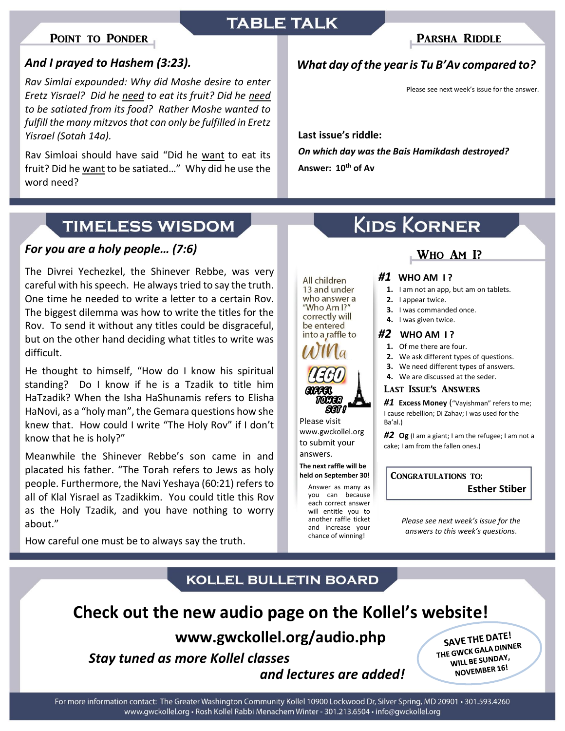# TABLE TALK

## Point to Ponder

***And I prayed to Hashem (3:23).***

*Rav Simlai expounded: Why did Moshe desire to enter Eretz Yisrael? Did he need to eat its fruit? Did he need to be satiated from its food? Rather Moshe wanted to fulfill the many mitzvos that can only be fulfilled in Eretz Yisrael (Sotah 14a).*

Rav Simloai should have said "Did he want to eat its fruit? Did he want to be satiated…" Why did he use the word need?

## Parsha Riddle

***What day of the year is Tu B'Av compared to?***

Please see next week's issue for the answer.

**Last issue's riddle:**

***On which day was the Bais Hamikdash destroyed?***

**Answer: 10th of Av**

# TIMELESS WISDOM

***For you are a holy people… (7:6)***

The Divrei Yechezkel, the Shinever Rebbe, was very careful with his speech. He always tried to say the truth. One time he needed to write a letter to a certain Rov. The biggest dilemma was how to write the titles for the Rov. To send it without any titles could be disgraceful, but on the other hand deciding what titles to write was difficult.

He thought to himself, "How do I know his spiritual standing? Do I know if he is a Tzadik to title him HaTzadik? When the Isha HaShunamis refers to Elisha HaNovi, as a "holy man", the Gemara questions how she knew that. How could I write "The Holy Rov" if I don't know that he is holy?"

Meanwhile the Shinever Rebbe's son came in and placated his father. "The Torah refers to Jews as holy people. Furthermore, the Navi Yeshaya (60:21) refers to all of Klal Yisrael as Tzadikkim. You could title this Rov as the Holy Tzadik, and you have nothing to worry about."

How careful one must be to always say the truth.

# KIDS KORNER

## Who Am I?

All children 13 and under who answer a "Who Am I?" correctly will be entered into a raffle to win a LEGO EIFFEL TOWER SET!

Please visit www.gwckollel.org to submit your answers.

**The next raffle will be held on September 30!**

Answer as many as you can because each correct answer will entitle you to another raffle ticket and increase your chance of winning!

### #1 WHO AM I?

1. I am not an app, but am on tablets.
2. I appear twice.
3. I was commanded once.
4. I was given twice.

### #2 WHO AM I?

1. Of me there are four.
2. We ask different types of questions.
3. We need different types of answers.
4. We are discussed at the seder.

### Last Issue's Answers

***#1* Excess Money** ("Vayishman" refers to me; I cause rebellion; Di Zahav; I was used for the Ba'al.)

***#2* Og** (I am a giant; I am the refugee; I am not a cake; I am from the fallen ones.)

**Congratulations to:**
**Esther Stiber**

*Please see next week's issue for the answers to this week's questions.*

# KOLLEL BULLETIN BOARD

**Check out the new audio page on the Kollel's website!**

**www.gwckollel.org/audio.php**

***Stay tuned as more Kollel classes and lectures are added!***

**SAVE THE DATE! THE GWCK GALA DINNER WILL BE SUNDAY, NOVEMBER 16!**

For more information contact: The Greater Washington Community Kollel 10900 Lockwood Dr, Silver Spring, MD 20901 • 301.593.4260
www.gwckollel.org • Rosh Kollel Rabbi Menachem Winter - 301.213.6504 • info@gwckollel.org